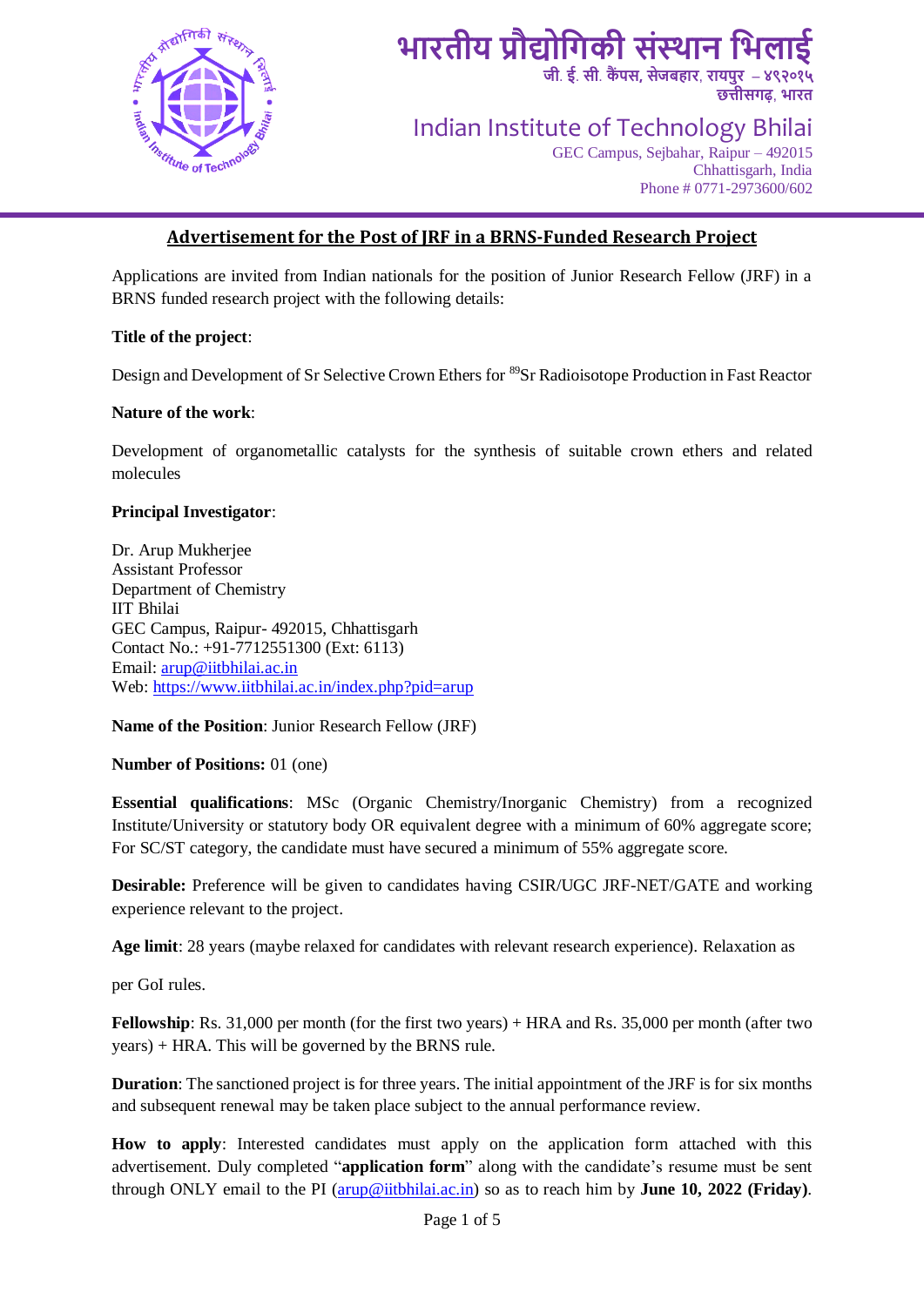भारतीय प्रौद्योगिकी संस्थान भिलाई
जी. ई. सी. कैंपस, सेजबहार, रायपुर – ४९२०१५
छत्तीसगढ़, भारत

Indian Institute of Technology Bhilai
GEC Campus, Sejbahar, Raipur – 492015
Chhattisgarh, India
Phone # 0771-2973600/602

## Advertisement for the Post of JRF in a BRNS-Funded Research Project

Applications are invited from Indian nationals for the position of Junior Research Fellow (JRF) in a BRNS funded research project with the following details:

**Title of the project**:

Design and Development of Sr Selective Crown Ethers for $^{89}$Sr Radioisotope Production in Fast Reactor

**Nature of the work**:

Development of organometallic catalysts for the synthesis of suitable crown ethers and related molecules

**Principal Investigator**:

Dr. Arup Mukherjee
Assistant Professor
Department of Chemistry
IIT Bhilai
GEC Campus, Raipur- 492015, Chhattisgarh
Contact No.: +91-7712551300 (Ext: 6113)
Email: arup@iitbhilai.ac.in
Web: https://www.iitbhilai.ac.in/index.php?pid=arup

**Name of the Position**: Junior Research Fellow (JRF)

**Number of Positions:** 01 (one)

**Essential qualifications**: MSc (Organic Chemistry/Inorganic Chemistry) from a recognized Institute/University or statutory body OR equivalent degree with a minimum of 60% aggregate score; For SC/ST category, the candidate must have secured a minimum of 55% aggregate score.

**Desirable:** Preference will be given to candidates having CSIR/UGC JRF-NET/GATE and working experience relevant to the project.

**Age limit**: 28 years (maybe relaxed for candidates with relevant research experience). Relaxation as per GoI rules.

**Fellowship**: Rs. 31,000 per month (for the first two years) + HRA and Rs. 35,000 per month (after two years) + HRA. This will be governed by the BRNS rule.

**Duration**: The sanctioned project is for three years. The initial appointment of the JRF is for six months and subsequent renewal may be taken place subject to the annual performance review.

**How to apply**: Interested candidates must apply on the application form attached with this advertisement. Duly completed "**application form**" along with the candidate's resume must be sent through ONLY email to the PI (arup@iitbhilai.ac.in) so as to reach him by **June 10, 2022 (Friday)**.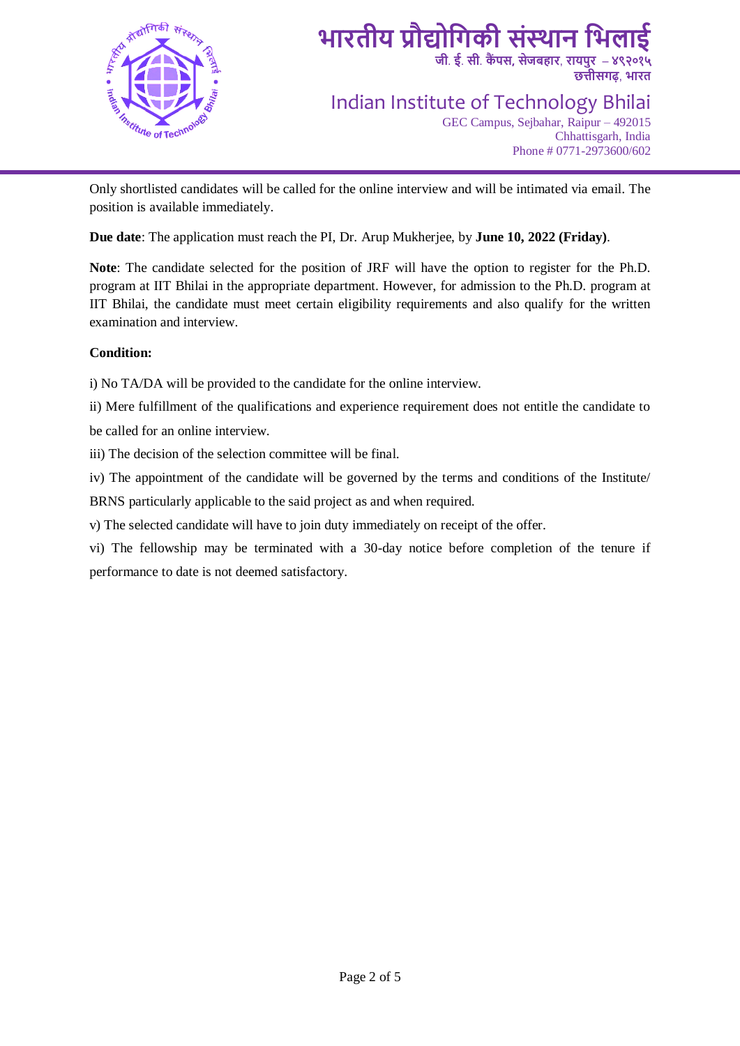Only shortlisted candidates will be called for the online interview and will be intimated via email. The position is available immediately.

**Due date**: The application must reach the PI, Dr. Arup Mukherjee, by **June 10, 2022 (Friday)**.

**Note**: The candidate selected for the position of JRF will have the option to register for the Ph.D. program at IIT Bhilai in the appropriate department. However, for admission to the Ph.D. program at IIT Bhilai, the candidate must meet certain eligibility requirements and also qualify for the written examination and interview.

**Condition:**

i) No TA/DA will be provided to the candidate for the online interview.

ii) Mere fulfillment of the qualifications and experience requirement does not entitle the candidate to be called for an online interview.

iii) The decision of the selection committee will be final.

iv) The appointment of the candidate will be governed by the terms and conditions of the Institute/ BRNS particularly applicable to the said project as and when required.

v) The selected candidate will have to join duty immediately on receipt of the offer.

vi) The fellowship may be terminated with a 30-day notice before completion of the tenure if performance to date is not deemed satisfactory.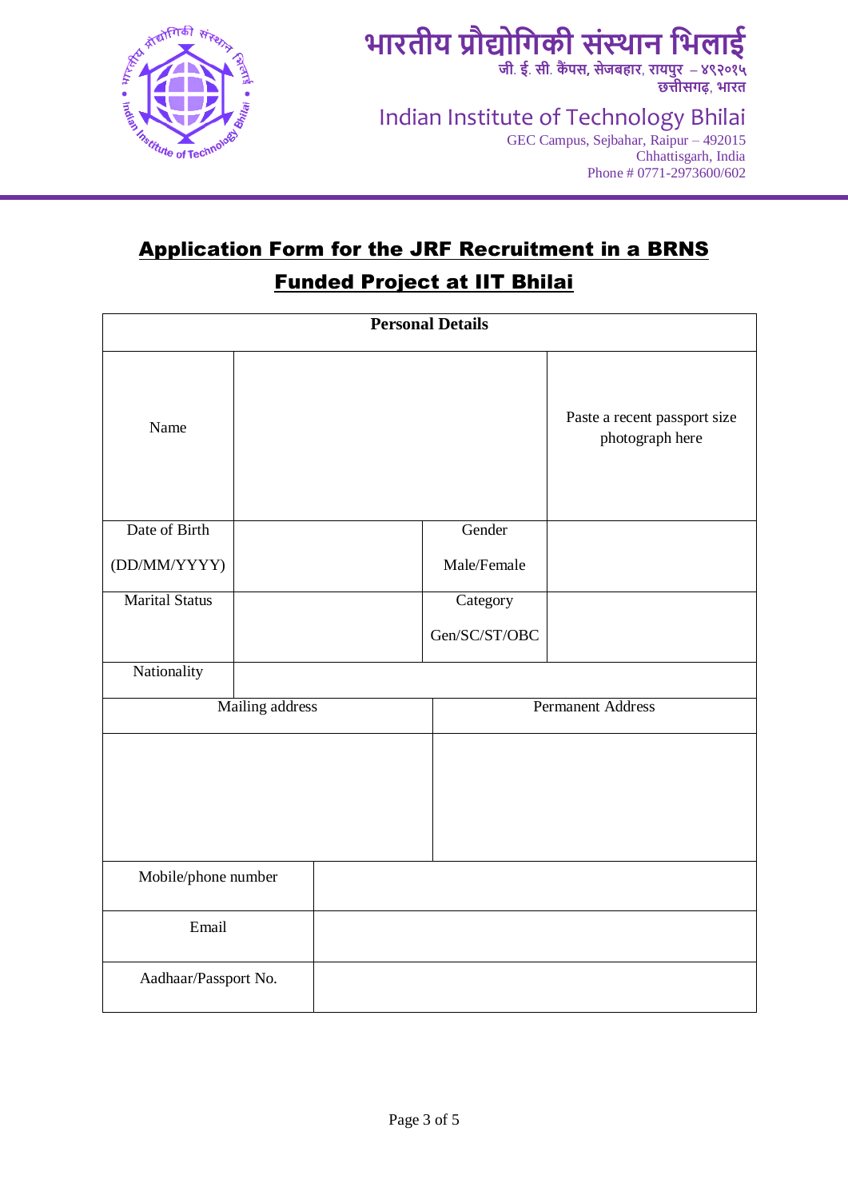भारतीय प्रौद्योगिकी संस्थान भिलाई
जी. ई. सी. कैंपस, सेजबहार, रायपुर – ४९२०१५
छत्तीसगढ़, भारत

Indian Institute of Technology Bhilai
GEC Campus, Sejbahar, Raipur – 492015
Chhattisgarh, India
Phone # 0771-2973600/602

## Application Form for the JRF Recruitment in a BRNS Funded Project at IIT Bhilai

| Personal Details | | | |
|---|---|---|---|
| Name | | | Paste a recent passport size photograph here |
| Date of Birth (DD/MM/YYYY) | | Gender Male/Female | |
| Marital Status | | Category Gen/SC/ST/OBC | |
| Nationality | | | |

| Mailing address | Permanent Address |
|---|---|
| | |

| Mobile/phone number | |
|---|---|
| Email | |
| Aadhaar/Passport No. | |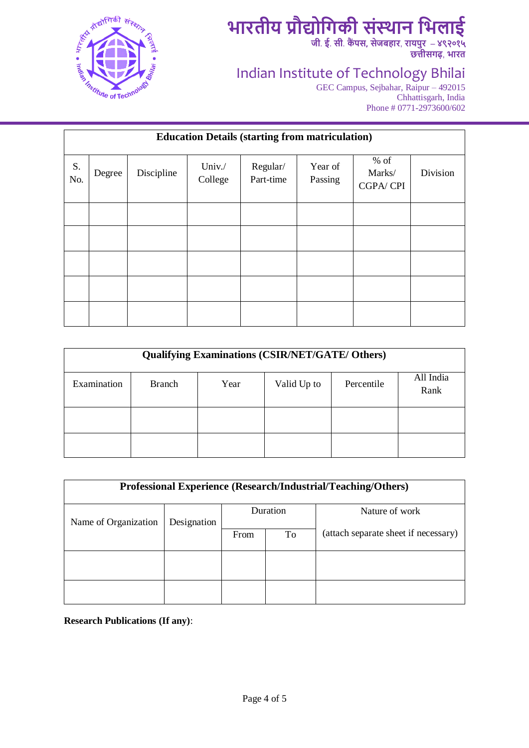# भारतीय प्रौद्योगिकी संस्थान भिलाई

जी. ई. सी. कैंपस, सेजबहार, रायपुर – ४९२०१५
छत्तीसगढ़, भारत

# Indian Institute of Technology Bhilai

GEC Campus, Sejbahar, Raipur – 492015
Chhattisgarh, India
Phone # 0771-2973600/602

| **Education Details (starting from matriculation)** | | | | | | | |
|---|---|---|---|---|---|---|---|
| S. No. | Degree | Discipline | Univ./ College | Regular/ Part-time | Year of Passing | % of Marks/ CGPA/ CPI | Division |
| | | | | | | | |
| | | | | | | | |
| | | | | | | | |
| | | | | | | | |
| | | | | | | | |

| **Qualifying Examinations (CSIR/NET/GATE/ Others)** | | | | | |
|---|---|---|---|---|---|
| Examination | Branch | Year | Valid Up to | Percentile | All India Rank |
| | | | | | |
| | | | | | |

| **Professional Experience (Research/Industrial/Teaching/Others)** | | | | |
|---|---|---|---|---|
| Name of Organization | Designation | Duration | | Nature of work |
| | | From | To | (attach separate sheet if necessary) |
| | | | | |
| | | | | |

**Research Publications (If any)**: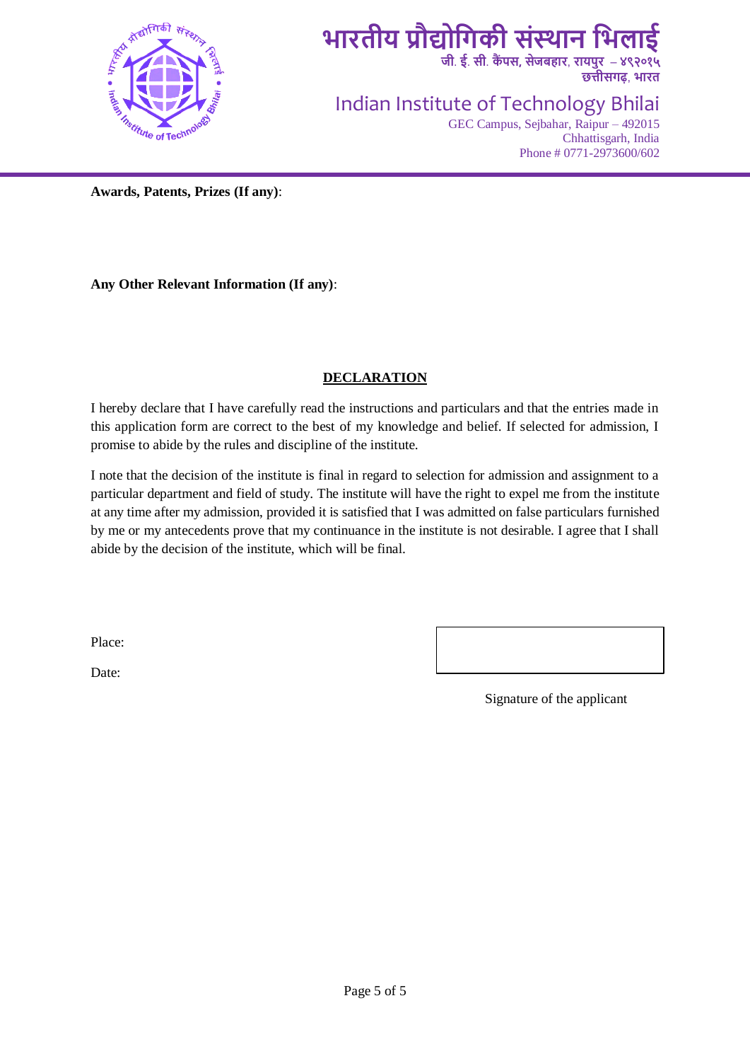भारतीय प्रौद्योगिकी संस्थान भिलाई
जी. ई. सी. कैंपस, सेजबहार, रायपुर – ४९२०१५
छत्तीसगढ़, भारत

Indian Institute of Technology Bhilai
GEC Campus, Sejbahar, Raipur – 492015
Chhattisgarh, India
Phone # 0771-2973600/602

**Awards, Patents, Prizes (If any)**:

**Any Other Relevant Information (If any)**:

## DECLARATION

I hereby declare that I have carefully read the instructions and particulars and that the entries made in this application form are correct to the best of my knowledge and belief. If selected for admission, I promise to abide by the rules and discipline of the institute.

I note that the decision of the institute is final in regard to selection for admission and assignment to a particular department and field of study. The institute will have the right to expel me from the institute at any time after my admission, provided it is satisfied that I was admitted on false particulars furnished by me or my antecedents prove that my continuance in the institute is not desirable. I agree that I shall abide by the decision of the institute, which will be final.

Place:

Date:

Signature of the applicant